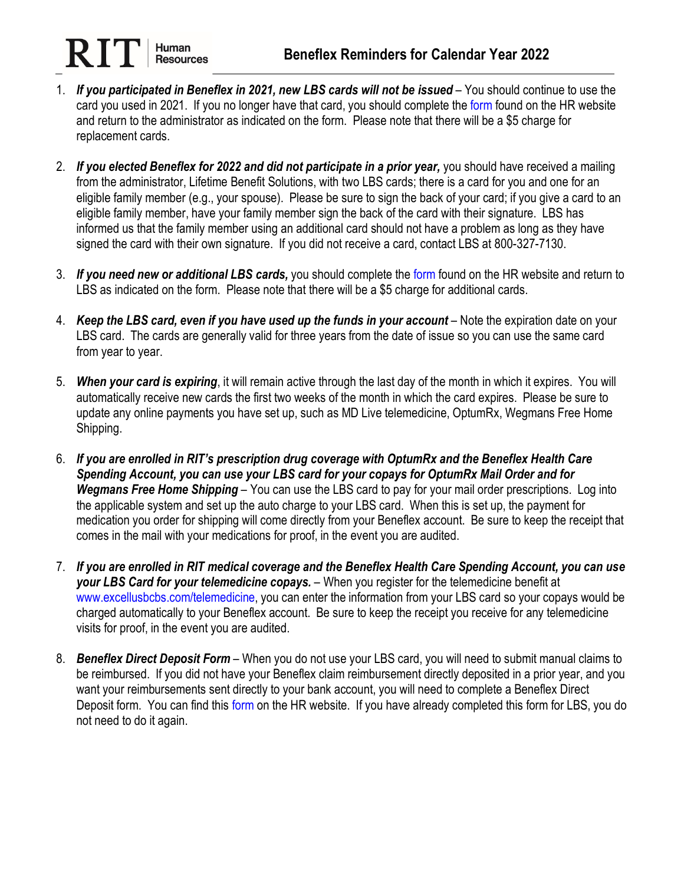RIT | Human Resources

# Beneflex Reminders for Calendar Year 2022

1. ***If you participated in Beneflex in 2021, new LBS cards will not be issued*** – You should continue to use the card you used in 2021. If you no longer have that card, you should complete the form found on the HR website and return to the administrator as indicated on the form. Please note that there will be a $5 charge for replacement cards.

2. ***If you elected Beneflex for 2022 and did not participate in a prior year,*** you should have received a mailing from the administrator, Lifetime Benefit Solutions, with two LBS cards; there is a card for you and one for an eligible family member (e.g., your spouse). Please be sure to sign the back of your card; if you give a card to an eligible family member, have your family member sign the back of the card with their signature. LBS has informed us that the family member using an additional card should not have a problem as long as they have signed the card with their own signature. If you did not receive a card, contact LBS at 800-327-7130.

3. ***If you need new or additional LBS cards,*** you should complete the form found on the HR website and return to LBS as indicated on the form. Please note that there will be a $5 charge for additional cards.

4. ***Keep the LBS card, even if you have used up the funds in your account*** – Note the expiration date on your LBS card. The cards are generally valid for three years from the date of issue so you can use the same card from year to year.

5. ***When your card is expiring***, it will remain active through the last day of the month in which it expires. You will automatically receive new cards the first two weeks of the month in which the card expires. Please be sure to update any online payments you have set up, such as MD Live telemedicine, OptumRx, Wegmans Free Home Shipping.

6. ***If you are enrolled in RIT's prescription drug coverage with OptumRx and the Beneflex Health Care Spending Account, you can use your LBS card for your copays for OptumRx Mail Order and for Wegmans Free Home Shipping*** – You can use the LBS card to pay for your mail order prescriptions. Log into the applicable system and set up the auto charge to your LBS card. When this is set up, the payment for medication you order for shipping will come directly from your Beneflex account. Be sure to keep the receipt that comes in the mail with your medications for proof, in the event you are audited.

7. ***If you are enrolled in RIT medical coverage and the Beneflex Health Care Spending Account, you can use your LBS Card for your telemedicine copays.*** – When you register for the telemedicine benefit at www.excellusbcbs.com/telemedicine, you can enter the information from your LBS card so your copays would be charged automatically to your Beneflex account. Be sure to keep the receipt you receive for any telemedicine visits for proof, in the event you are audited.

8. ***Beneflex Direct Deposit Form*** – When you do not use your LBS card, you will need to submit manual claims to be reimbursed. If you did not have your Beneflex claim reimbursement directly deposited in a prior year, and you want your reimbursements sent directly to your bank account, you will need to complete a Beneflex Direct Deposit form. You can find this form on the HR website. If you have already completed this form for LBS, you do not need to do it again.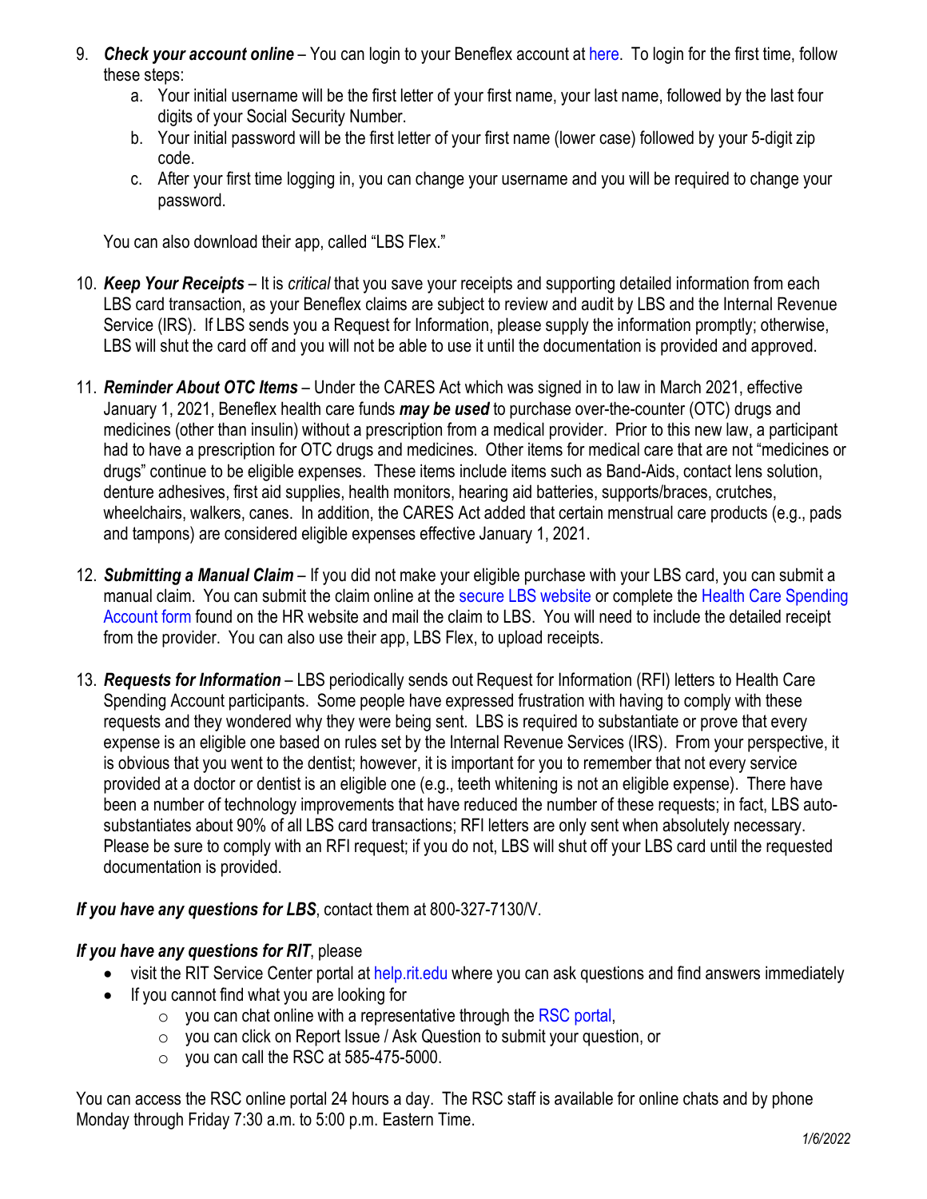9. ***Check your account online*** – You can login to your Beneflex account at here. To login for the first time, follow these steps:
   a. Your initial username will be the first letter of your first name, your last name, followed by the last four digits of your Social Security Number.
   b. Your initial password will be the first letter of your first name (lower case) followed by your 5-digit zip code.
   c. After your first time logging in, you can change your username and you will be required to change your password.

   You can also download their app, called "LBS Flex."

10. ***Keep Your Receipts*** – It is *critical* that you save your receipts and supporting detailed information from each LBS card transaction, as your Beneflex claims are subject to review and audit by LBS and the Internal Revenue Service (IRS). If LBS sends you a Request for Information, please supply the information promptly; otherwise, LBS will shut the card off and you will not be able to use it until the documentation is provided and approved.

11. ***Reminder About OTC Items*** – Under the CARES Act which was signed in to law in March 2021, effective January 1, 2021, Beneflex health care funds ***may be used*** to purchase over-the-counter (OTC) drugs and medicines (other than insulin) without a prescription from a medical provider. Prior to this new law, a participant had to have a prescription for OTC drugs and medicines. Other items for medical care that are not "medicines or drugs" continue to be eligible expenses. These items include items such as Band-Aids, contact lens solution, denture adhesives, first aid supplies, health monitors, hearing aid batteries, supports/braces, crutches, wheelchairs, walkers, canes. In addition, the CARES Act added that certain menstrual care products (e.g., pads and tampons) are considered eligible expenses effective January 1, 2021.

12. ***Submitting a Manual Claim*** – If you did not make your eligible purchase with your LBS card, you can submit a manual claim. You can submit the claim online at the secure LBS website or complete the Health Care Spending Account form found on the HR website and mail the claim to LBS. You will need to include the detailed receipt from the provider. You can also use their app, LBS Flex, to upload receipts.

13. ***Requests for Information*** – LBS periodically sends out Request for Information (RFI) letters to Health Care Spending Account participants. Some people have expressed frustration with having to comply with these requests and they wondered why they were being sent. LBS is required to substantiate or prove that every expense is an eligible one based on rules set by the Internal Revenue Services (IRS). From your perspective, it is obvious that you went to the dentist; however, it is important for you to remember that not every service provided at a doctor or dentist is an eligible one (e.g., teeth whitening is not an eligible expense). There have been a number of technology improvements that have reduced the number of these requests; in fact, LBS auto-substantiates about 90% of all LBS card transactions; RFI letters are only sent when absolutely necessary. Please be sure to comply with an RFI request; if you do not, LBS will shut off your LBS card until the requested documentation is provided.

***If you have any questions for LBS***, contact them at 800-327-7130/V.

***If you have any questions for RIT***, please

- visit the RIT Service Center portal at help.rit.edu where you can ask questions and find answers immediately
- If you cannot find what you are looking for
  - you can chat online with a representative through the RSC portal,
  - you can click on Report Issue / Ask Question to submit your question, or
  - you can call the RSC at 585-475-5000.

You can access the RSC online portal 24 hours a day. The RSC staff is available for online chats and by phone Monday through Friday 7:30 a.m. to 5:00 p.m. Eastern Time.

*1/6/2022*